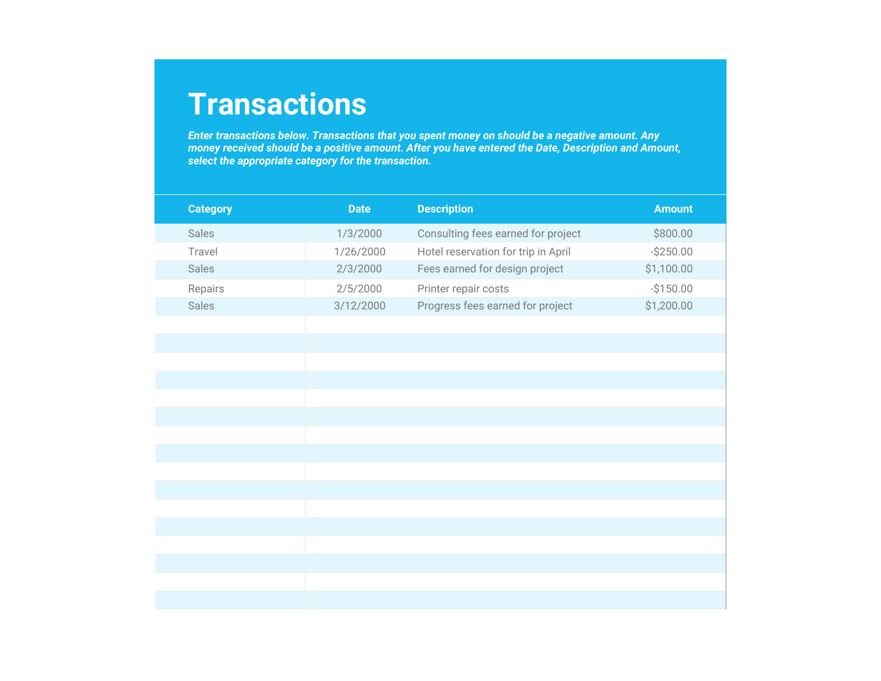# Transactions

***Enter transactions below. Transactions that you spent money on should be a negative amount. Any money received should be a positive amount. After you have entered the Date, Description and Amount, select the appropriate category for the transaction.***

| Category | Date | Description | Amount |
|---|---|---|---|
| Sales | 1/3/2000 | Consulting fees earned for project | $800.00 |
| Travel | 1/26/2000 | Hotel reservation for trip in April | -$250.00 |
| Sales | 2/3/2000 | Fees earned for design project | $1,100.00 |
| Repairs | 2/5/2000 | Printer repair costs | -$150.00 |
| Sales | 3/12/2000 | Progress fees earned for project | $1,200.00 |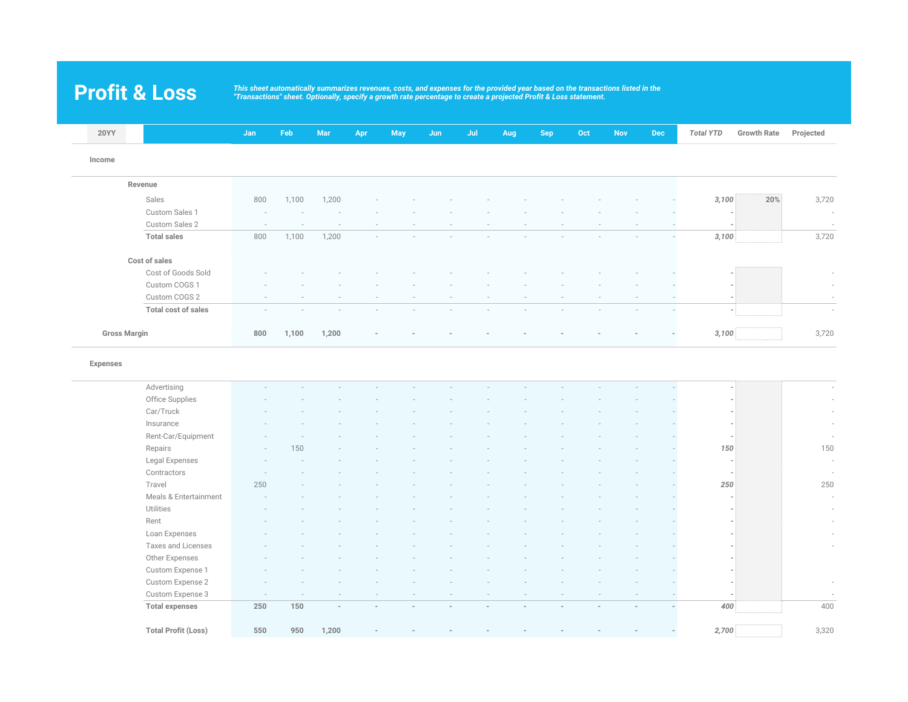# Profit & Loss

*This sheet automatically summarizes revenues, costs, and expenses for the provided year based on the transactions listed in the "Transactions" sheet. Optionally, specify a growth rate percentage to create a projected Profit & Loss statement.*

| 20YY | Jan | Feb | Mar | Apr | May | Jun | Jul | Aug | Sep | Oct | Nov | Dec | *Total YTD* | Growth Rate | Projected |
|---|---|---|---|---|---|---|---|---|---|---|---|---|---|---|---|
| **Income** | | | | | | | | | | | | | | | |
| **Revenue** | | | | | | | | | | | | | | | |
| Sales | 800 | 1,100 | 1,200 | - | - | - | - | - | - | - | - | - | *3,100* | 20% | 3,720 |
| Custom Sales 1 | - | - | - | - | - | - | - | - | - | - | - | - | - | | - |
| Custom Sales 2 | - | - | - | - | - | - | - | - | - | - | - | - | - | | - |
| **Total sales** | 800 | 1,100 | 1,200 | - | - | - | - | - | - | - | - | - | *3,100* | | 3,720 |
| **Cost of sales** | | | | | | | | | | | | | | | |
| Cost of Goods Sold | - | - | - | - | - | - | - | - | - | - | - | - | - | | - |
| Custom COGS 1 | - | - | - | - | - | - | - | - | - | - | - | - | - | | - |
| Custom COGS 2 | - | - | - | - | - | - | - | - | - | - | - | - | - | | - |
| **Total cost of sales** | - | - | - | - | - | - | - | - | - | - | - | - | - | | - |
| **Gross Margin** | **800** | **1,100** | **1,200** | - | - | - | - | - | - | - | - | - | *3,100* | | 3,720 |
| **Expenses** | | | | | | | | | | | | | | | |
| Advertising | - | - | - | - | - | - | - | - | - | - | - | - | - | | - |
| Office Supplies | - | - | - | - | - | - | - | - | - | - | - | - | - | | - |
| Car/Truck | - | - | - | - | - | - | - | - | - | - | - | - | - | | - |
| Insurance | - | - | - | - | - | - | - | - | - | - | - | - | - | | - |
| Rent-Car/Equipment | - | - | - | - | - | - | - | - | - | - | - | - | - | | - |
| Repairs | - | 150 | - | - | - | - | - | - | - | - | - | - | *150* | | 150 |
| Legal Expenses | - | - | - | - | - | - | - | - | - | - | - | - | - | | - |
| Contractors | - | - | - | - | - | - | - | - | - | - | - | - | - | | - |
| Travel | 250 | - | - | - | - | - | - | - | - | - | - | - | *250* | | 250 |
| Meals & Entertainment | - | - | - | - | - | - | - | - | - | - | - | - | - | | - |
| Utilities | - | - | - | - | - | - | - | - | - | - | - | - | - | | - |
| Rent | - | - | - | - | - | - | - | - | - | - | - | - | - | | - |
| Loan Expenses | - | - | - | - | - | - | - | - | - | - | - | - | - | | - |
| Taxes and Licenses | - | - | - | - | - | - | - | - | - | - | - | - | - | | - |
| Other Expenses | - | - | - | - | - | - | - | - | - | - | - | - | - | | |
| Custom Expense 1 | - | - | - | - | - | - | - | - | - | - | - | - | - | | |
| Custom Expense 2 | - | - | - | - | - | - | - | - | - | - | - | - | - | | - |
| Custom Expense 3 | - | - | - | - | - | - | - | - | - | - | - | - | - | | - |
| **Total expenses** | **250** | **150** | - | - | - | - | - | - | - | - | - | - | *400* | | 400 |
| **Total Profit (Loss)** | **550** | **950** | **1,200** | - | - | - | - | - | - | - | - | - | *2,700* | | 3,320 |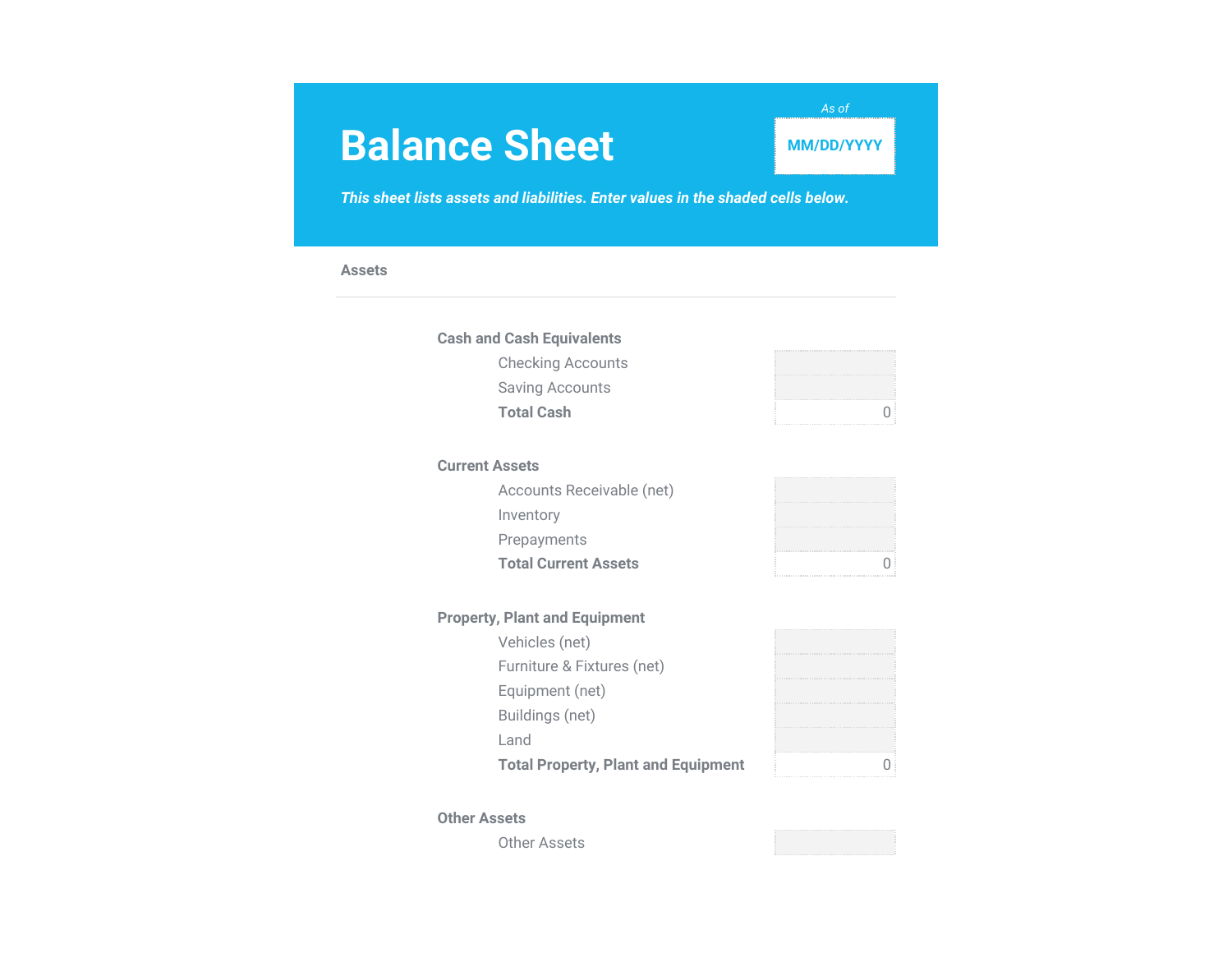# Balance Sheet

As of

MM/DD/YYYY

***This sheet lists assets and liabilities. Enter values in the shaded cells below.***

## Assets

| | |
|---|---|
| **Cash and Cash Equivalents** | |
| Checking Accounts | |
| Saving Accounts | |
| **Total Cash** | 0 |
| **Current Assets** | |
| Accounts Receivable (net) | |
| Inventory | |
| Prepayments | |
| **Total Current Assets** | 0 |
| **Property, Plant and Equipment** | |
| Vehicles (net) | |
| Furniture & Fixtures (net) | |
| Equipment (net) | |
| Buildings (net) | |
| Land | |
| **Total Property, Plant and Equipment** | 0 |
| **Other Assets** | |
| Other Assets | |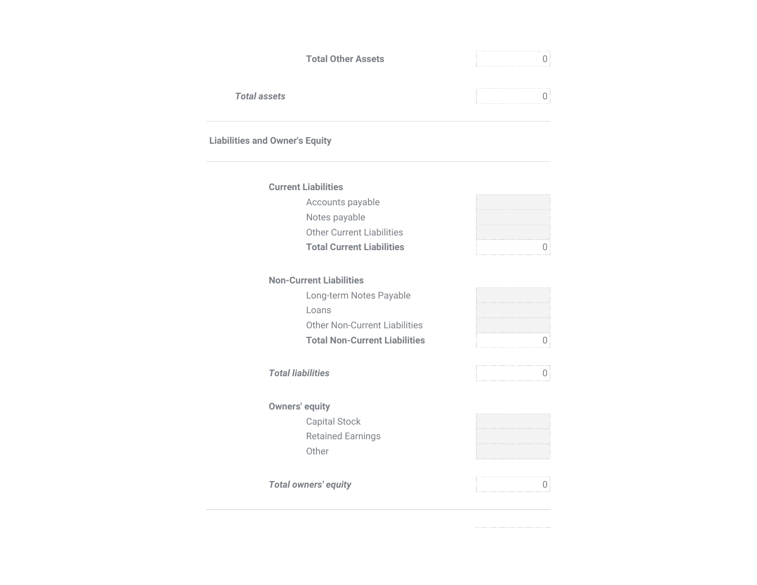| | |
|---|---|
| **Total Other Assets** | 0 |
| ***Total assets*** | 0 |

**Liabilities and Owner's Equity**

| | |
|---|---|
| **Current Liabilities** | |
| Accounts payable | |
| Notes payable | |
| Other Current Liabilities | |
| **Total Current Liabilities** | 0 |
| **Non-Current Liabilities** | |
| Long-term Notes Payable | |
| Loans | |
| Other Non-Current Liabilities | |
| **Total Non-Current Liabilities** | 0 |
| ***Total liabilities*** | 0 |
| **Owners' equity** | |
| Capital Stock | |
| Retained Earnings | |
| Other | |
| ***Total owners' equity*** | 0 |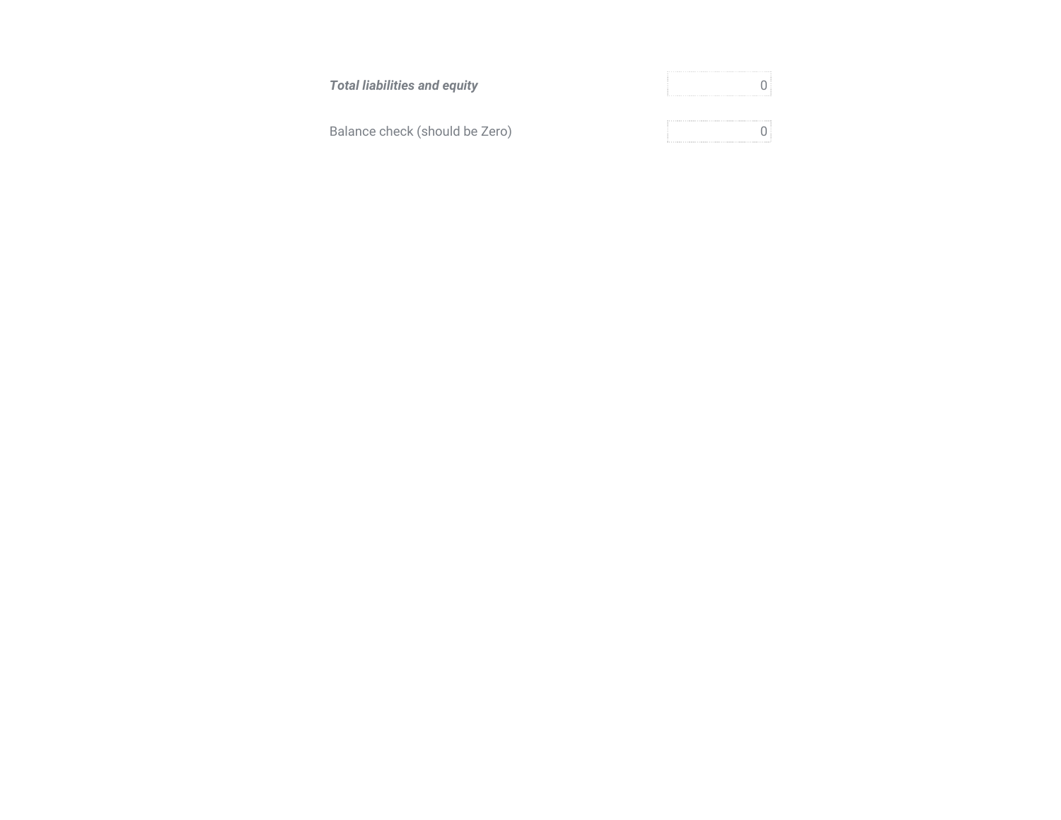| | |
|---|---|
| ***Total liabilities and equity*** | 0 |
| Balance check (should be Zero) | 0 |